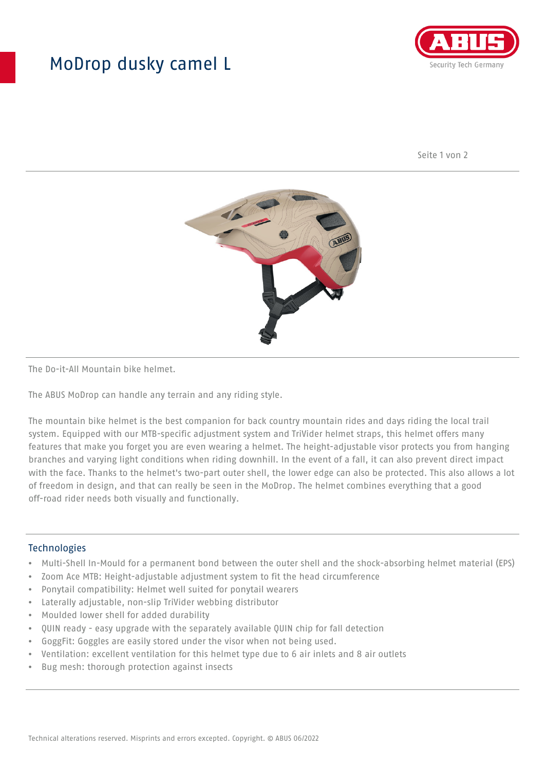# MoDrop dusky camel L

The Do-it-All Mountain bike helmet.

The ABUS MoDrop can handle any terrain and any riding style.

The mountain bike helmet is the best companion for back country mountain rides and days riding the local trail system. Equipped with our MTB-specific adjustment system and TriVider helmet straps, this helmet offers many features that make you forget you are even wearing a helmet. The height-adjustable visor protects you from hanging branches and varying light conditions when riding downhill. In the event of a fall, it can also prevent direct impact with the face. Thanks to the helmet's two-part outer shell, the lower edge can also be protected. This also allows a lot of freedom in design, and that can really be seen in the MoDrop. The helmet combines everything that a good off-road rider needs both visually and functionally.

## Technologies

- Multi-Shell In-Mould for a permanent bond between the outer shell and the shock-absorbing helmet material (EPS)
- Zoom Ace MTB: Height-adjustable adjustment system to fit the head circumference
- Ponytail compatibility: Helmet well suited for ponytail wearers
- Laterally adjustable, non-slip TriVider webbing distributor
- Moulded lower shell for added durability
- QUIN ready - easy upgrade with the separately available QUIN chip for fall detection
- GoggFit: Goggles are easily stored under the visor when not being used.
- Ventilation: excellent ventilation for this helmet type due to 6 air inlets and 8 air outlets
- Bug mesh: thorough protection against insects

Technical alterations reserved. Misprints and errors excepted. Copyright. © ABUS 06/2022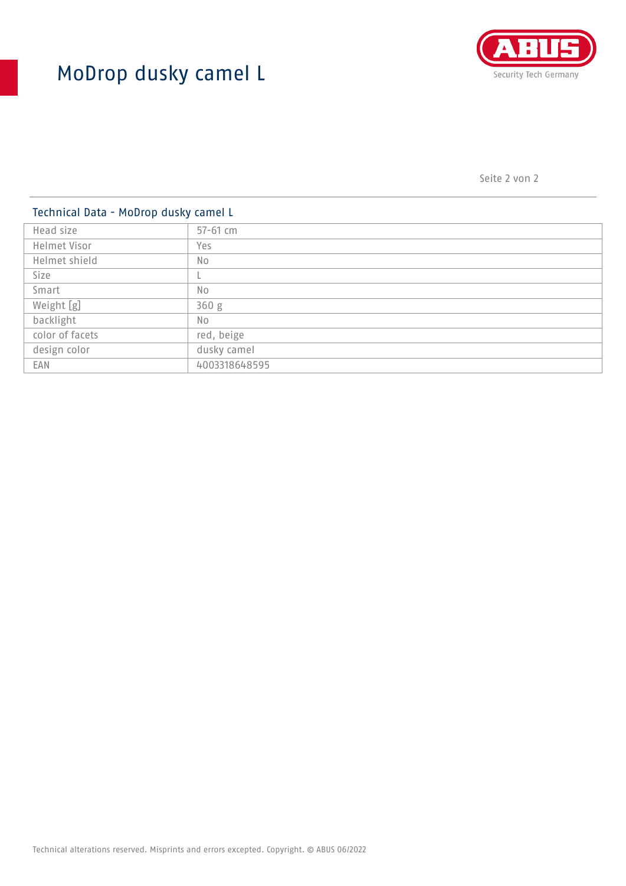# MoDrop dusky camel L

## Technical Data - MoDrop dusky camel L

| | |
|---|---|
| Head size | 57-61 cm |
| Helmet Visor | Yes |
| Helmet shield | No |
| Size | L |
| Smart | No |
| Weight [g] | 360 g |
| backlight | No |
| color of facets | red, beige |
| design color | dusky camel |
| EAN | 4003318648595 |

Technical alterations reserved. Misprints and errors excepted. Copyright. © ABUS 06/2022